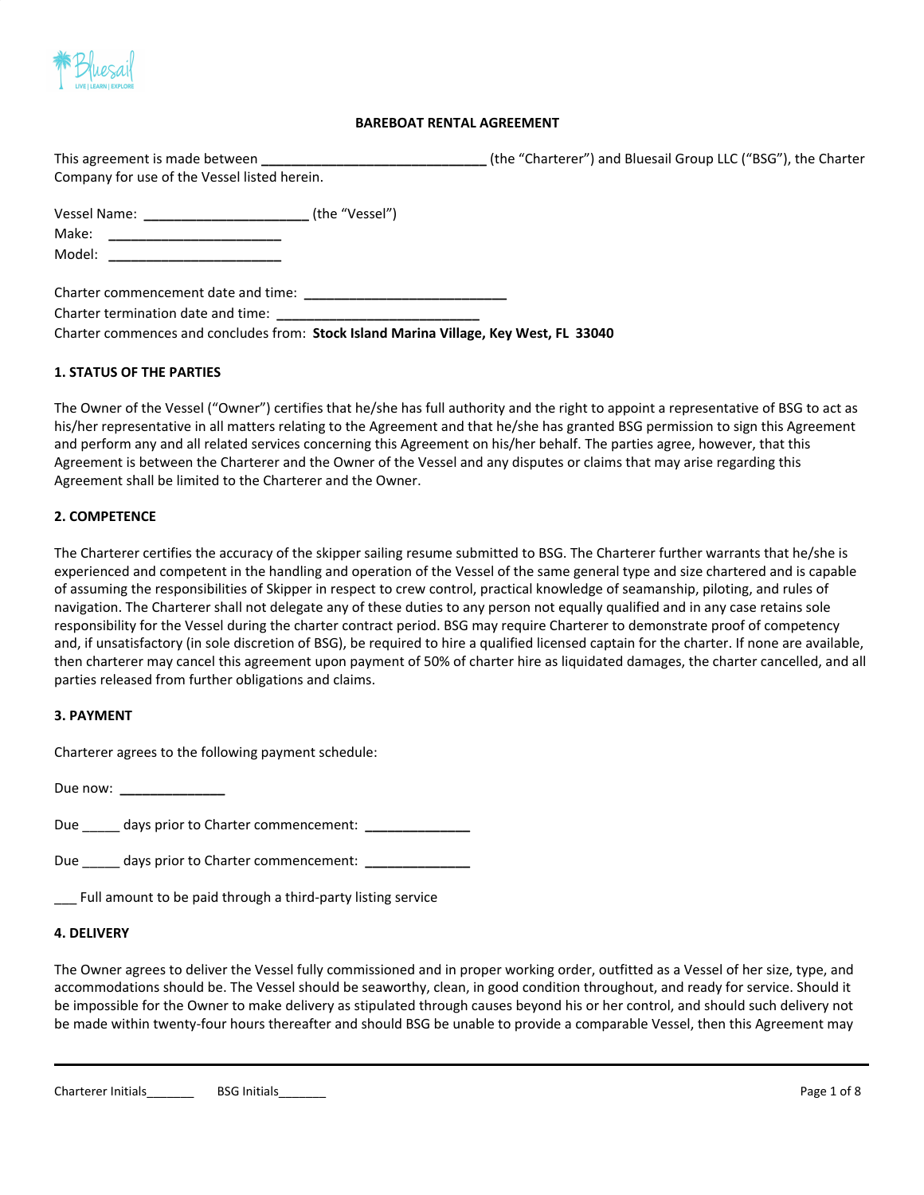# BAREBOAT RENTAL AGREEMENT

This agreement is made between ______________________________ (the "Charterer") and Bluesail Group LLC ("BSG"), the Charter Company for use of the Vessel listed herein.

Vessel Name: ______________________ (the "Vessel")
Make: _______________________
Model: _______________________

Charter commencement date and time: ___________________________
Charter termination date and time: ___________________________
Charter commences and concludes from: **Stock Island Marina Village, Key West, FL 33040**

## 1. STATUS OF THE PARTIES

The Owner of the Vessel ("Owner") certifies that he/she has full authority and the right to appoint a representative of BSG to act as his/her representative in all matters relating to the Agreement and that he/she has granted BSG permission to sign this Agreement and perform any and all related services concerning this Agreement on his/her behalf. The parties agree, however, that this Agreement is between the Charterer and the Owner of the Vessel and any disputes or claims that may arise regarding this Agreement shall be limited to the Charterer and the Owner.

## 2. COMPETENCE

The Charterer certifies the accuracy of the skipper sailing resume submitted to BSG. The Charterer further warrants that he/she is experienced and competent in the handling and operation of the Vessel of the same general type and size chartered and is capable of assuming the responsibilities of Skipper in respect to crew control, practical knowledge of seamanship, piloting, and rules of navigation. The Charterer shall not delegate any of these duties to any person not equally qualified and in any case retains sole responsibility for the Vessel during the charter contract period. BSG may require Charterer to demonstrate proof of competency and, if unsatisfactory (in sole discretion of BSG), be required to hire a qualified licensed captain for the charter. If none are available, then charterer may cancel this agreement upon payment of 50% of charter hire as liquidated damages, the charter cancelled, and all parties released from further obligations and claims.

## 3. PAYMENT

Charterer agrees to the following payment schedule:

Due now: ______________

Due _____ days prior to Charter commencement: ______________

Due _____ days prior to Charter commencement: ______________

___ Full amount to be paid through a third-party listing service

## 4. DELIVERY

The Owner agrees to deliver the Vessel fully commissioned and in proper working order, outfitted as a Vessel of her size, type, and accommodations should be. The Vessel should be seaworthy, clean, in good condition throughout, and ready for service. Should it be impossible for the Owner to make delivery as stipulated through causes beyond his or her control, and should such delivery not be made within twenty-four hours thereafter and should BSG be unable to provide a comparable Vessel, then this Agreement may

Charterer Initials_______ BSG Initials_______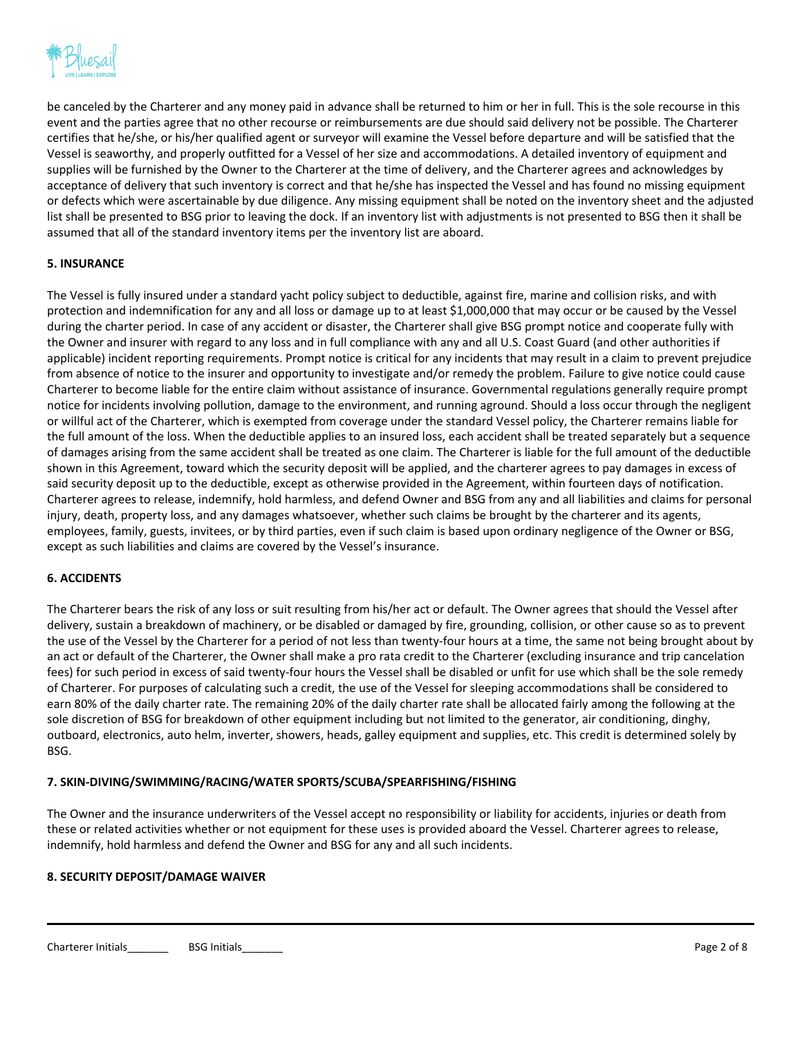be canceled by the Charterer and any money paid in advance shall be returned to him or her in full. This is the sole recourse in this event and the parties agree that no other recourse or reimbursements are due should said delivery not be possible. The Charterer certifies that he/she, or his/her qualified agent or surveyor will examine the Vessel before departure and will be satisfied that the Vessel is seaworthy, and properly outfitted for a Vessel of her size and accommodations. A detailed inventory of equipment and supplies will be furnished by the Owner to the Charterer at the time of delivery, and the Charterer agrees and acknowledges by acceptance of delivery that such inventory is correct and that he/she has inspected the Vessel and has found no missing equipment or defects which were ascertainable by due diligence. Any missing equipment shall be noted on the inventory sheet and the adjusted list shall be presented to BSG prior to leaving the dock. If an inventory list with adjustments is not presented to BSG then it shall be assumed that all of the standard inventory items per the inventory list are aboard.

**5. INSURANCE**

The Vessel is fully insured under a standard yacht policy subject to deductible, against fire, marine and collision risks, and with protection and indemnification for any and all loss or damage up to at least $1,000,000 that may occur or be caused by the Vessel during the charter period. In case of any accident or disaster, the Charterer shall give BSG prompt notice and cooperate fully with the Owner and insurer with regard to any loss and in full compliance with any and all U.S. Coast Guard (and other authorities if applicable) incident reporting requirements. Prompt notice is critical for any incidents that may result in a claim to prevent prejudice from absence of notice to the insurer and opportunity to investigate and/or remedy the problem. Failure to give notice could cause Charterer to become liable for the entire claim without assistance of insurance. Governmental regulations generally require prompt notice for incidents involving pollution, damage to the environment, and running aground. Should a loss occur through the negligent or willful act of the Charterer, which is exempted from coverage under the standard Vessel policy, the Charterer remains liable for the full amount of the loss. When the deductible applies to an insured loss, each accident shall be treated separately but a sequence of damages arising from the same accident shall be treated as one claim. The Charterer is liable for the full amount of the deductible shown in this Agreement, toward which the security deposit will be applied, and the charterer agrees to pay damages in excess of said security deposit up to the deductible, except as otherwise provided in the Agreement, within fourteen days of notification. Charterer agrees to release, indemnify, hold harmless, and defend Owner and BSG from any and all liabilities and claims for personal injury, death, property loss, and any damages whatsoever, whether such claims be brought by the charterer and its agents, employees, family, guests, invitees, or by third parties, even if such claim is based upon ordinary negligence of the Owner or BSG, except as such liabilities and claims are covered by the Vessel's insurance.

**6. ACCIDENTS**

The Charterer bears the risk of any loss or suit resulting from his/her act or default. The Owner agrees that should the Vessel after delivery, sustain a breakdown of machinery, or be disabled or damaged by fire, grounding, collision, or other cause so as to prevent the use of the Vessel by the Charterer for a period of not less than twenty-four hours at a time, the same not being brought about by an act or default of the Charterer, the Owner shall make a pro rata credit to the Charterer (excluding insurance and trip cancelation fees) for such period in excess of said twenty-four hours the Vessel shall be disabled or unfit for use which shall be the sole remedy of Charterer. For purposes of calculating such a credit, the use of the Vessel for sleeping accommodations shall be considered to earn 80% of the daily charter rate. The remaining 20% of the daily charter rate shall be allocated fairly among the following at the sole discretion of BSG for breakdown of other equipment including but not limited to the generator, air conditioning, dinghy, outboard, electronics, auto helm, inverter, showers, heads, galley equipment and supplies, etc. This credit is determined solely by BSG.

**7. SKIN-DIVING/SWIMMING/RACING/WATER SPORTS/SCUBA/SPEARFISHING/FISHING**

The Owner and the insurance underwriters of the Vessel accept no responsibility or liability for accidents, injuries or death from these or related activities whether or not equipment for these uses is provided aboard the Vessel. Charterer agrees to release, indemnify, hold harmless and defend the Owner and BSG for any and all such incidents.

**8. SECURITY DEPOSIT/DAMAGE WAIVER**

Charterer Initials_______ BSG Initials_______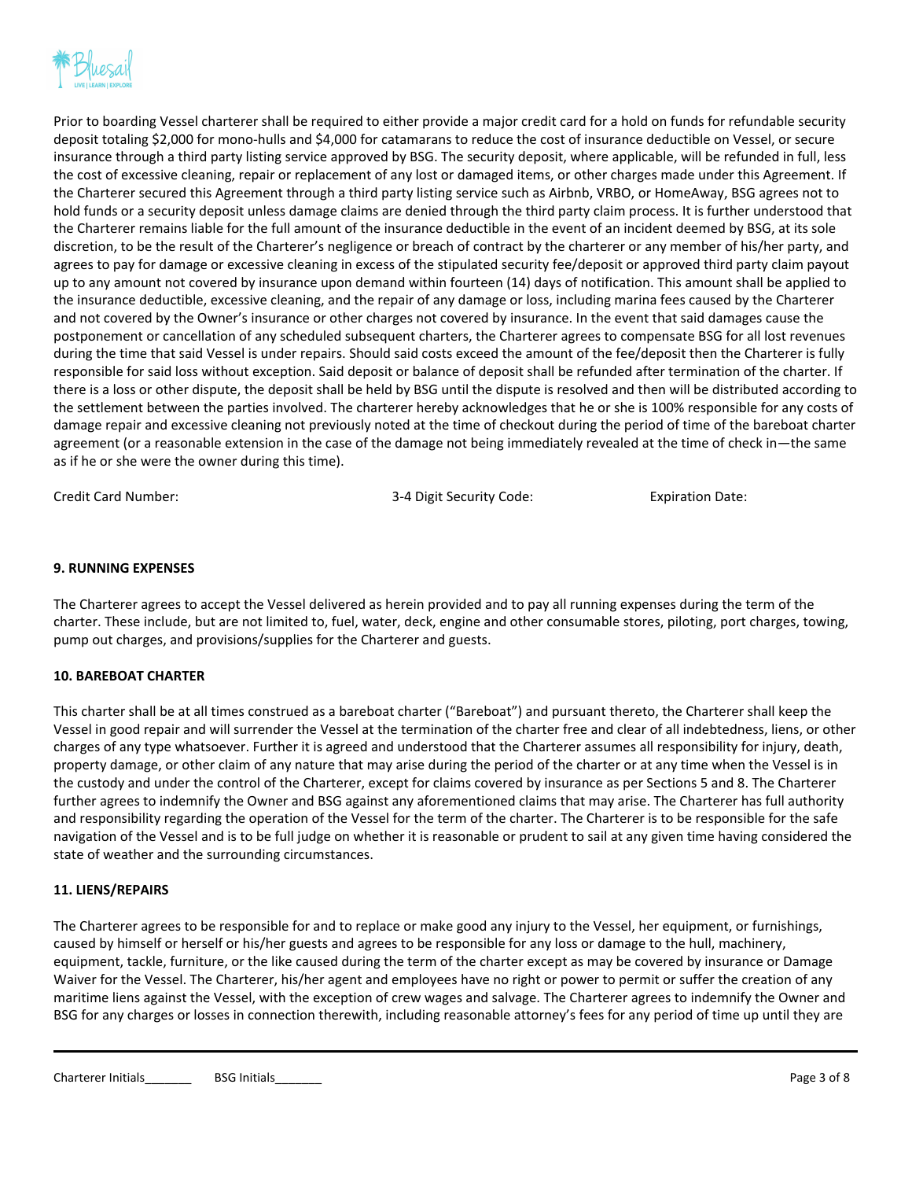Prior to boarding Vessel charterer shall be required to either provide a major credit card for a hold on funds for refundable security deposit totaling $2,000 for mono-hulls and $4,000 for catamarans to reduce the cost of insurance deductible on Vessel, or secure insurance through a third party listing service approved by BSG. The security deposit, where applicable, will be refunded in full, less the cost of excessive cleaning, repair or replacement of any lost or damaged items, or other charges made under this Agreement. If the Charterer secured this Agreement through a third party listing service such as Airbnb, VRBO, or HomeAway, BSG agrees not to hold funds or a security deposit unless damage claims are denied through the third party claim process. It is further understood that the Charterer remains liable for the full amount of the insurance deductible in the event of an incident deemed by BSG, at its sole discretion, to be the result of the Charterer's negligence or breach of contract by the charterer or any member of his/her party, and agrees to pay for damage or excessive cleaning in excess of the stipulated security fee/deposit or approved third party claim payout up to any amount not covered by insurance upon demand within fourteen (14) days of notification. This amount shall be applied to the insurance deductible, excessive cleaning, and the repair of any damage or loss, including marina fees caused by the Charterer and not covered by the Owner's insurance or other charges not covered by insurance. In the event that said damages cause the postponement or cancellation of any scheduled subsequent charters, the Charterer agrees to compensate BSG for all lost revenues during the time that said Vessel is under repairs. Should said costs exceed the amount of the fee/deposit then the Charterer is fully responsible for said loss without exception. Said deposit or balance of deposit shall be refunded after termination of the charter. If there is a loss or other dispute, the deposit shall be held by BSG until the dispute is resolved and then will be distributed according to the settlement between the parties involved. The charterer hereby acknowledges that he or she is 100% responsible for any costs of damage repair and excessive cleaning not previously noted at the time of checkout during the period of time of the bareboat charter agreement (or a reasonable extension in the case of the damage not being immediately revealed at the time of check in—the same as if he or she were the owner during this time).

Credit Card Number: 3-4 Digit Security Code: Expiration Date:

**9. RUNNING EXPENSES**

The Charterer agrees to accept the Vessel delivered as herein provided and to pay all running expenses during the term of the charter. These include, but are not limited to, fuel, water, deck, engine and other consumable stores, piloting, port charges, towing, pump out charges, and provisions/supplies for the Charterer and guests.

**10. BAREBOAT CHARTER**

This charter shall be at all times construed as a bareboat charter ("Bareboat") and pursuant thereto, the Charterer shall keep the Vessel in good repair and will surrender the Vessel at the termination of the charter free and clear of all indebtedness, liens, or other charges of any type whatsoever. Further it is agreed and understood that the Charterer assumes all responsibility for injury, death, property damage, or other claim of any nature that may arise during the period of the charter or at any time when the Vessel is in the custody and under the control of the Charterer, except for claims covered by insurance as per Sections 5 and 8. The Charterer further agrees to indemnify the Owner and BSG against any aforementioned claims that may arise. The Charterer has full authority and responsibility regarding the operation of the Vessel for the term of the charter. The Charterer is to be responsible for the safe navigation of the Vessel and is to be full judge on whether it is reasonable or prudent to sail at any given time having considered the state of weather and the surrounding circumstances.

**11. LIENS/REPAIRS**

The Charterer agrees to be responsible for and to replace or make good any injury to the Vessel, her equipment, or furnishings, caused by himself or herself or his/her guests and agrees to be responsible for any loss or damage to the hull, machinery, equipment, tackle, furniture, or the like caused during the term of the charter except as may be covered by insurance or Damage Waiver for the Vessel. The Charterer, his/her agent and employees have no right or power to permit or suffer the creation of any maritime liens against the Vessel, with the exception of crew wages and salvage. The Charterer agrees to indemnify the Owner and BSG for any charges or losses in connection therewith, including reasonable attorney's fees for any period of time up until they are

Charterer Initials_______ BSG Initials_______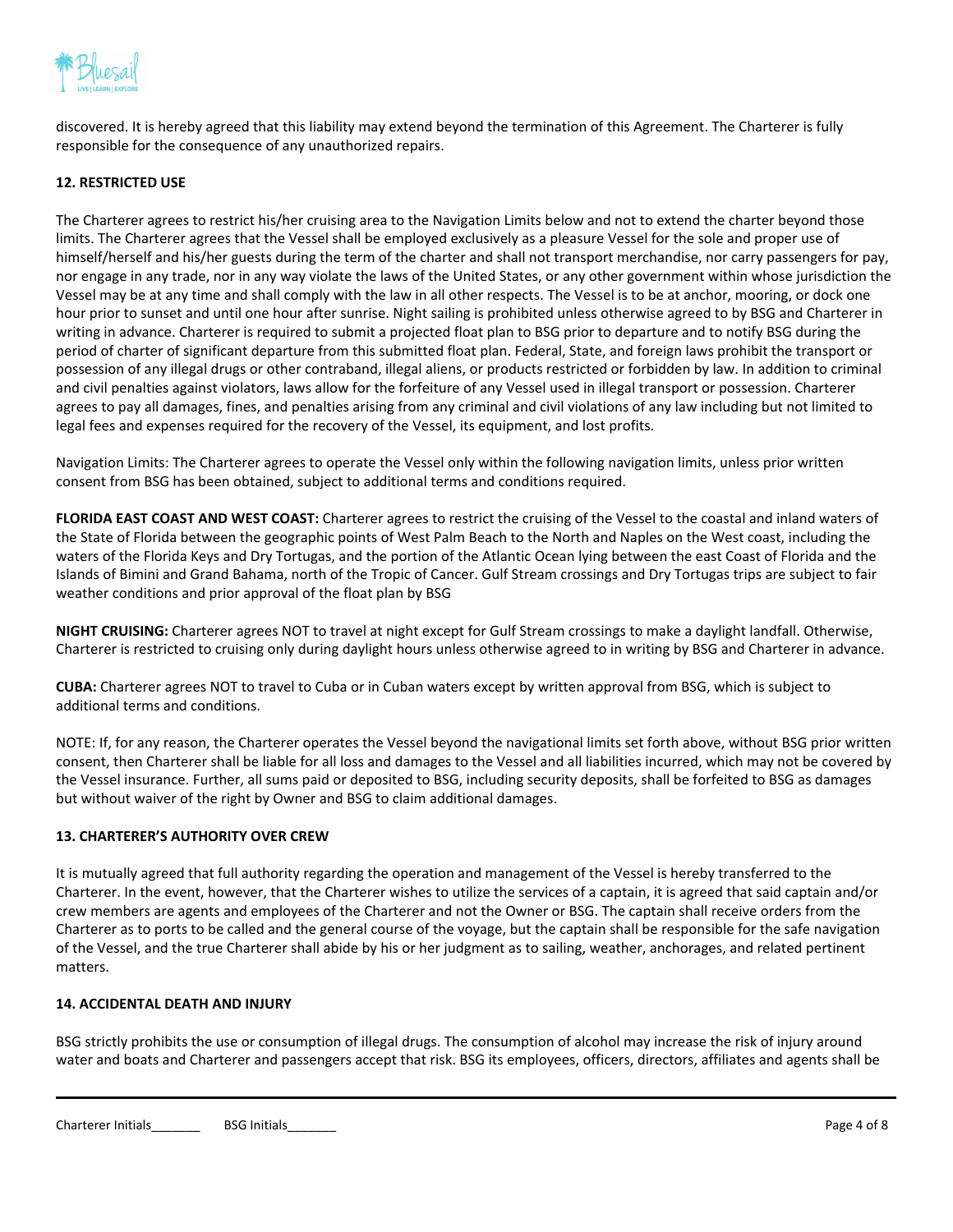discovered. It is hereby agreed that this liability may extend beyond the termination of this Agreement. The Charterer is fully responsible for the consequence of any unauthorized repairs.

### 12. RESTRICTED USE

The Charterer agrees to restrict his/her cruising area to the Navigation Limits below and not to extend the charter beyond those limits. The Charterer agrees that the Vessel shall be employed exclusively as a pleasure Vessel for the sole and proper use of himself/herself and his/her guests during the term of the charter and shall not transport merchandise, nor carry passengers for pay, nor engage in any trade, nor in any way violate the laws of the United States, or any other government within whose jurisdiction the Vessel may be at any time and shall comply with the law in all other respects. The Vessel is to be at anchor, mooring, or dock one hour prior to sunset and until one hour after sunrise. Night sailing is prohibited unless otherwise agreed to by BSG and Charterer in writing in advance. Charterer is required to submit a projected float plan to BSG prior to departure and to notify BSG during the period of charter of significant departure from this submitted float plan. Federal, State, and foreign laws prohibit the transport or possession of any illegal drugs or other contraband, illegal aliens, or products restricted or forbidden by law. In addition to criminal and civil penalties against violators, laws allow for the forfeiture of any Vessel used in illegal transport or possession. Charterer agrees to pay all damages, fines, and penalties arising from any criminal and civil violations of any law including but not limited to legal fees and expenses required for the recovery of the Vessel, its equipment, and lost profits.

Navigation Limits: The Charterer agrees to operate the Vessel only within the following navigation limits, unless prior written consent from BSG has been obtained, subject to additional terms and conditions required.

**FLORIDA EAST COAST AND WEST COAST:** Charterer agrees to restrict the cruising of the Vessel to the coastal and inland waters of the State of Florida between the geographic points of West Palm Beach to the North and Naples on the West coast, including the waters of the Florida Keys and Dry Tortugas, and the portion of the Atlantic Ocean lying between the east Coast of Florida and the Islands of Bimini and Grand Bahama, north of the Tropic of Cancer. Gulf Stream crossings and Dry Tortugas trips are subject to fair weather conditions and prior approval of the float plan by BSG

**NIGHT CRUISING:** Charterer agrees NOT to travel at night except for Gulf Stream crossings to make a daylight landfall. Otherwise, Charterer is restricted to cruising only during daylight hours unless otherwise agreed to in writing by BSG and Charterer in advance.

**CUBA:** Charterer agrees NOT to travel to Cuba or in Cuban waters except by written approval from BSG, which is subject to additional terms and conditions.

NOTE: If, for any reason, the Charterer operates the Vessel beyond the navigational limits set forth above, without BSG prior written consent, then Charterer shall be liable for all loss and damages to the Vessel and all liabilities incurred, which may not be covered by the Vessel insurance. Further, all sums paid or deposited to BSG, including security deposits, shall be forfeited to BSG as damages but without waiver of the right by Owner and BSG to claim additional damages.

### 13. CHARTERER'S AUTHORITY OVER CREW

It is mutually agreed that full authority regarding the operation and management of the Vessel is hereby transferred to the Charterer. In the event, however, that the Charterer wishes to utilize the services of a captain, it is agreed that said captain and/or crew members are agents and employees of the Charterer and not the Owner or BSG. The captain shall receive orders from the Charterer as to ports to be called and the general course of the voyage, but the captain shall be responsible for the safe navigation of the Vessel, and the true Charterer shall abide by his or her judgment as to sailing, weather, anchorages, and related pertinent matters.

### 14. ACCIDENTAL DEATH AND INJURY

BSG strictly prohibits the use or consumption of illegal drugs. The consumption of alcohol may increase the risk of injury around water and boats and Charterer and passengers accept that risk. BSG its employees, officers, directors, affiliates and agents shall be

Charterer Initials_______ BSG Initials_______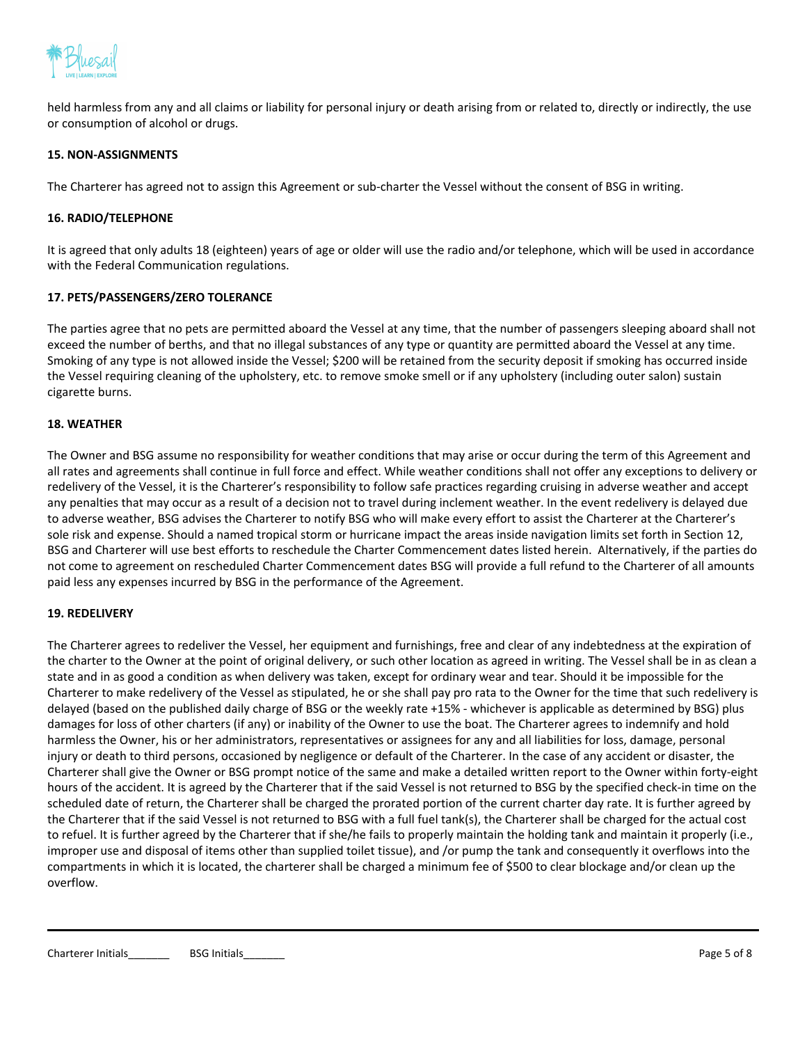held harmless from any and all claims or liability for personal injury or death arising from or related to, directly or indirectly, the use or consumption of alcohol or drugs.

**15. NON-ASSIGNMENTS**

The Charterer has agreed not to assign this Agreement or sub-charter the Vessel without the consent of BSG in writing.

**16. RADIO/TELEPHONE**

It is agreed that only adults 18 (eighteen) years of age or older will use the radio and/or telephone, which will be used in accordance with the Federal Communication regulations.

**17. PETS/PASSENGERS/ZERO TOLERANCE**

The parties agree that no pets are permitted aboard the Vessel at any time, that the number of passengers sleeping aboard shall not exceed the number of berths, and that no illegal substances of any type or quantity are permitted aboard the Vessel at any time. Smoking of any type is not allowed inside the Vessel; $200 will be retained from the security deposit if smoking has occurred inside the Vessel requiring cleaning of the upholstery, etc. to remove smoke smell or if any upholstery (including outer salon) sustain cigarette burns.

**18. WEATHER**

The Owner and BSG assume no responsibility for weather conditions that may arise or occur during the term of this Agreement and all rates and agreements shall continue in full force and effect. While weather conditions shall not offer any exceptions to delivery or redelivery of the Vessel, it is the Charterer's responsibility to follow safe practices regarding cruising in adverse weather and accept any penalties that may occur as a result of a decision not to travel during inclement weather. In the event redelivery is delayed due to adverse weather, BSG advises the Charterer to notify BSG who will make every effort to assist the Charterer at the Charterer's sole risk and expense. Should a named tropical storm or hurricane impact the areas inside navigation limits set forth in Section 12, BSG and Charterer will use best efforts to reschedule the Charter Commencement dates listed herein. Alternatively, if the parties do not come to agreement on rescheduled Charter Commencement dates BSG will provide a full refund to the Charterer of all amounts paid less any expenses incurred by BSG in the performance of the Agreement.

**19. REDELIVERY**

The Charterer agrees to redeliver the Vessel, her equipment and furnishings, free and clear of any indebtedness at the expiration of the charter to the Owner at the point of original delivery, or such other location as agreed in writing. The Vessel shall be in as clean a state and in as good a condition as when delivery was taken, except for ordinary wear and tear. Should it be impossible for the Charterer to make redelivery of the Vessel as stipulated, he or she shall pay pro rata to the Owner for the time that such redelivery is delayed (based on the published daily charge of BSG or the weekly rate +15% - whichever is applicable as determined by BSG) plus damages for loss of other charters (if any) or inability of the Owner to use the boat. The Charterer agrees to indemnify and hold harmless the Owner, his or her administrators, representatives or assignees for any and all liabilities for loss, damage, personal injury or death to third persons, occasioned by negligence or default of the Charterer. In the case of any accident or disaster, the Charterer shall give the Owner or BSG prompt notice of the same and make a detailed written report to the Owner within forty-eight hours of the accident. It is agreed by the Charterer that if the said Vessel is not returned to BSG by the specified check-in time on the scheduled date of return, the Charterer shall be charged the prorated portion of the current charter day rate. It is further agreed by the Charterer that if the said Vessel is not returned to BSG with a full fuel tank(s), the Charterer shall be charged for the actual cost to refuel. It is further agreed by the Charterer that if she/he fails to properly maintain the holding tank and maintain it properly (i.e., improper use and disposal of items other than supplied toilet tissue), and /or pump the tank and consequently it overflows into the compartments in which it is located, the charterer shall be charged a minimum fee of $500 to clear blockage and/or clean up the overflow.

Charterer Initials_______ BSG Initials_______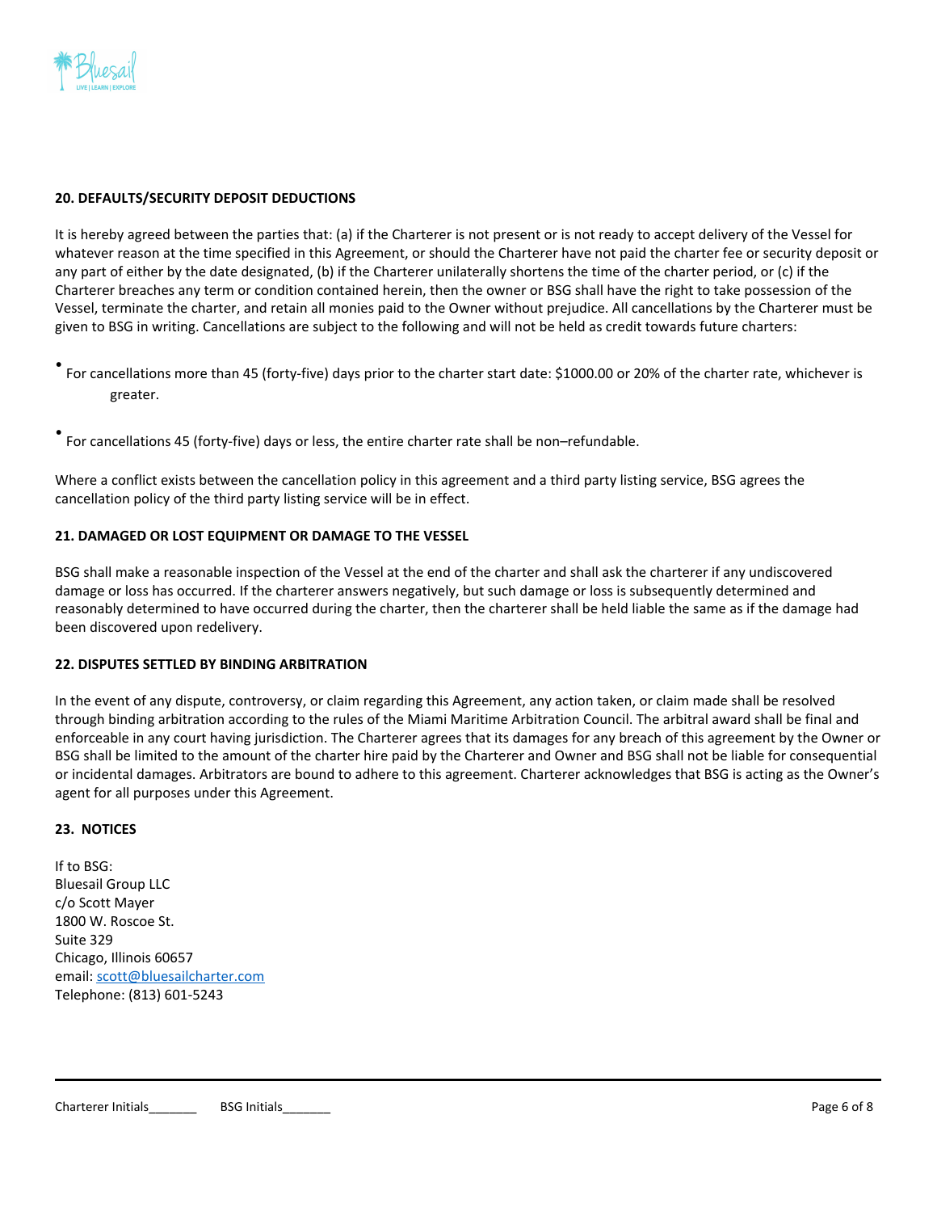### 20. DEFAULTS/SECURITY DEPOSIT DEDUCTIONS

It is hereby agreed between the parties that: (a) if the Charterer is not present or is not ready to accept delivery of the Vessel for whatever reason at the time specified in this Agreement, or should the Charterer have not paid the charter fee or security deposit or any part of either by the date designated, (b) if the Charterer unilaterally shortens the time of the charter period, or (c) if the Charterer breaches any term or condition contained herein, then the owner or BSG shall have the right to take possession of the Vessel, terminate the charter, and retain all monies paid to the Owner without prejudice. All cancellations by the Charterer must be given to BSG in writing. Cancellations are subject to the following and will not be held as credit towards future charters:

- For cancellations more than 45 (forty-five) days prior to the charter start date: $1000.00 or 20% of the charter rate, whichever is greater.
- For cancellations 45 (forty-five) days or less, the entire charter rate shall be non–refundable.

Where a conflict exists between the cancellation policy in this agreement and a third party listing service, BSG agrees the cancellation policy of the third party listing service will be in effect.

### 21. DAMAGED OR LOST EQUIPMENT OR DAMAGE TO THE VESSEL

BSG shall make a reasonable inspection of the Vessel at the end of the charter and shall ask the charterer if any undiscovered damage or loss has occurred. If the charterer answers negatively, but such damage or loss is subsequently determined and reasonably determined to have occurred during the charter, then the charterer shall be held liable the same as if the damage had been discovered upon redelivery.

### 22. DISPUTES SETTLED BY BINDING ARBITRATION

In the event of any dispute, controversy, or claim regarding this Agreement, any action taken, or claim made shall be resolved through binding arbitration according to the rules of the Miami Maritime Arbitration Council. The arbitral award shall be final and enforceable in any court having jurisdiction. The Charterer agrees that its damages for any breach of this agreement by the Owner or BSG shall be limited to the amount of the charter hire paid by the Charterer and Owner and BSG shall not be liable for consequential or incidental damages. Arbitrators are bound to adhere to this agreement. Charterer acknowledges that BSG is acting as the Owner's agent for all purposes under this Agreement.

### 23. NOTICES

If to BSG:
Bluesail Group LLC
c/o Scott Mayer
1800 W. Roscoe St.
Suite 329
Chicago, Illinois 60657
email: scott@bluesailcharter.com
Telephone: (813) 601-5243

Charterer Initials_______ BSG Initials_______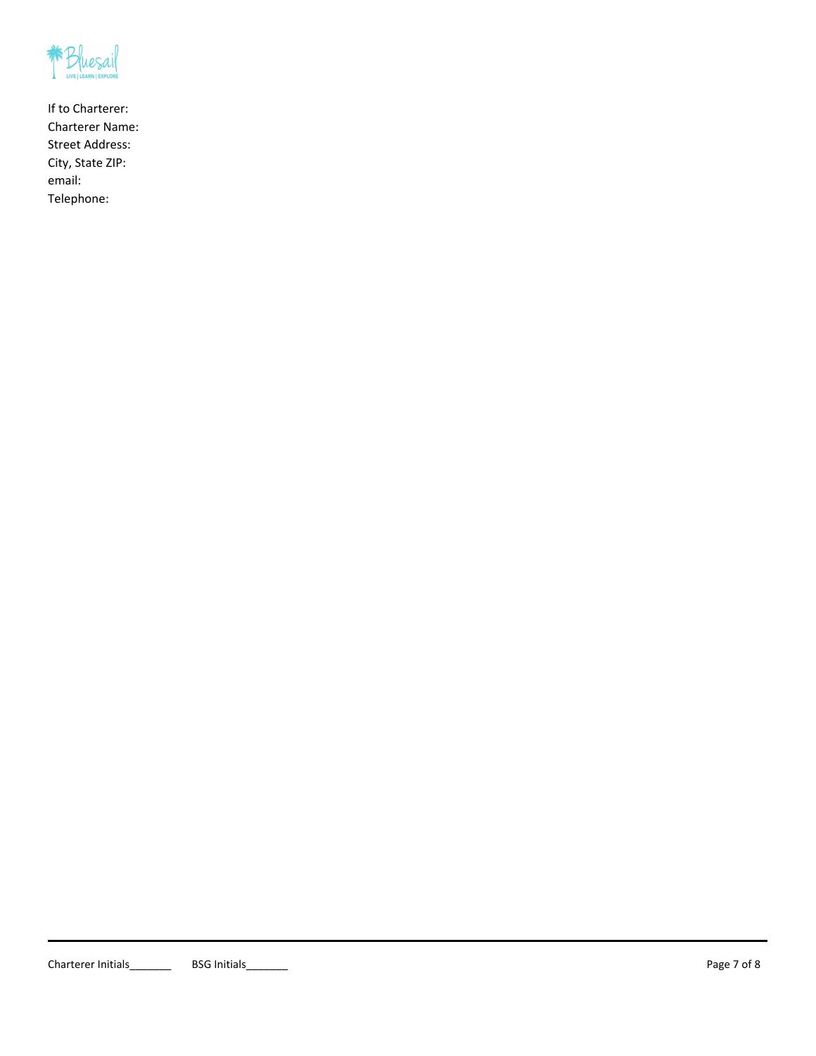If to Charterer:
Charterer Name:
Street Address:
City, State ZIP:
email:
Telephone: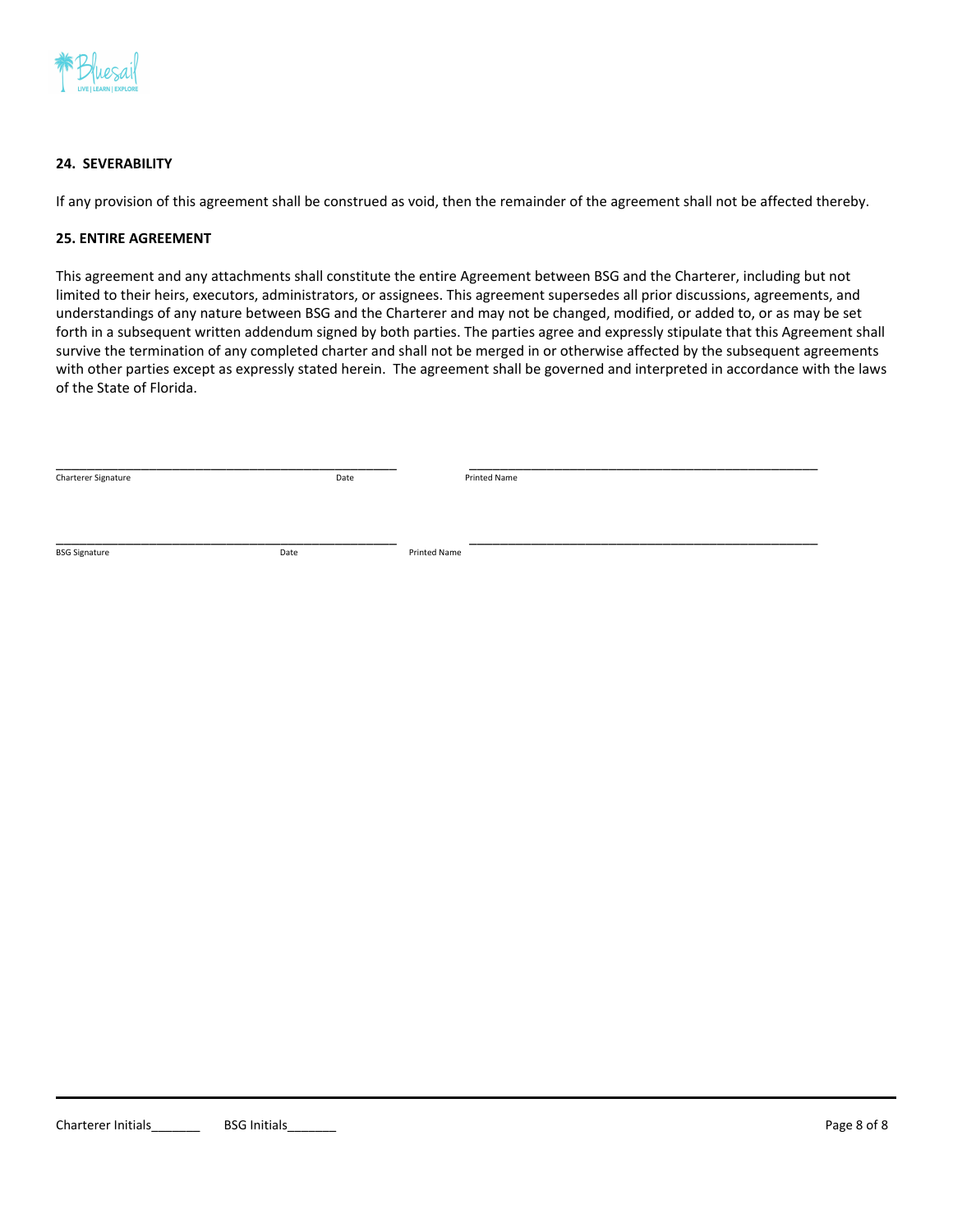### 24. SEVERABILITY

If any provision of this agreement shall be construed as void, then the remainder of the agreement shall not be affected thereby.

### 25. ENTIRE AGREEMENT

This agreement and any attachments shall constitute the entire Agreement between BSG and the Charterer, including but not limited to their heirs, executors, administrators, or assignees. This agreement supersedes all prior discussions, agreements, and understandings of any nature between BSG and the Charterer and may not be changed, modified, or added to, or as may be set forth in a subsequent written addendum signed by both parties. The parties agree and expressly stipulate that this Agreement shall survive the termination of any completed charter and shall not be merged in or otherwise affected by the subsequent agreements with other parties except as expressly stated herein. The agreement shall be governed and interpreted in accordance with the laws of the State of Florida.

_______________________________________________ _______________________________________________

Charterer Signature Date Printed Name

_______________________________________________ _______________________________________________

BSG Signature Date Printed Name

Charterer Initials_______ BSG Initials_______